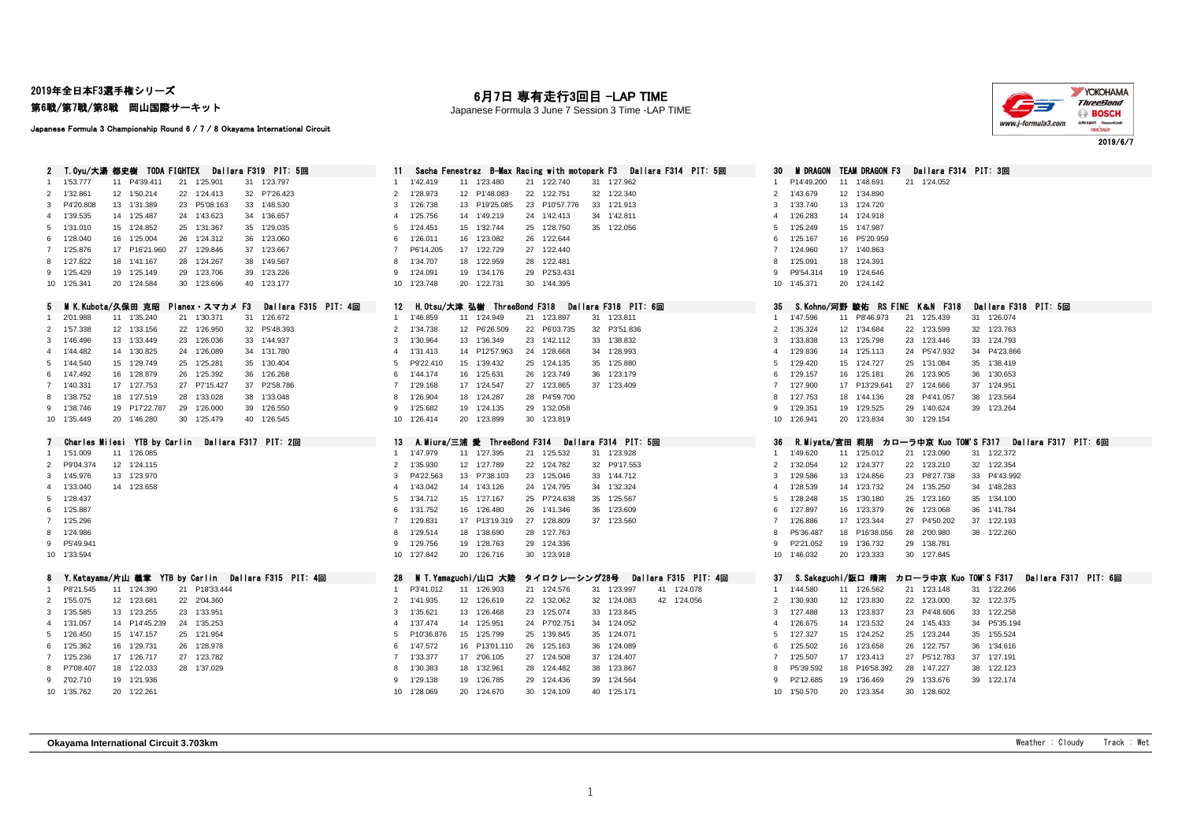2019年全日本F3選手権シリーズ

第6戦/第7戦/第8戦　岡山国際サーキット

Japanese Formula 3 Championship Round 6 / 7 / 8 Okayama International Circuit

# 6月7日 専有走行3回目 -LAP TIME

Japanese Formula 3 June 7 Session 3 Time -LAP TIME

2019/6/7

### 2 T.Oyu/大湯 都史樹 TODA FIGHTEX Dallara F319 PIT: 5回

| Lap | Time | Lap | Time | Lap | Time | Lap | Time |
|---|---|---|---|---|---|---|---|
| 1 | 1'53.777 | 11 | P4'39.411 | 21 | 1'25.901 | 31 | 1'23.797 |
| 2 | 1'32.861 | 12 | 1'50.214 | 22 | 1'24.413 | 32 | P7'26.423 |
| 3 | P4'20.808 | 13 | 1'31.389 | 23 | P5'08.163 | 33 | 1'48.530 |
| 4 | 1'39.535 | 14 | 1'25.487 | 24 | 1'43.623 | 34 | 1'36.657 |
| 5 | 1'31.010 | 15 | 1'24.852 | 25 | 1'31.367 | 35 | 1'29.035 |
| 6 | 1'28.040 | 16 | 1'25.004 | 26 | 1'24.312 | 36 | 1'23.060 |
| 7 | 1'25.876 | 17 | P16'21.960 | 27 | 1'29.846 | 37 | 1'23.667 |
| 8 | 1'27.822 | 18 | 1'41.167 | 28 | 1'24.267 | 38 | 1'49.567 |
| 9 | 1'25.429 | 19 | 1'25.149 | 29 | 1'23.706 | 39 | 1'23.226 |
| 10 | 1'25.341 | 20 | 1'24.584 | 30 | 1'23.696 | 40 | 1'23.177 |

### 5 M K.Kubota/久保田 克昭 Planex・スマカメ F3 Dallara F315 PIT: 4回

| Lap | Time | Lap | Time | Lap | Time | Lap | Time |
|---|---|---|---|---|---|---|---|
| 1 | 2'01.988 | 11 | 1'35.240 | 21 | 1'30.371 | 31 | 1'26.672 |
| 2 | 1'57.338 | 12 | 1'33.156 | 22 | 1'26.950 | 32 | P5'48.393 |
| 3 | 1'46.496 | 13 | 1'33.449 | 23 | 1'26.036 | 33 | 1'44.937 |
| 4 | 1'44.482 | 14 | 1'30.825 | 24 | 1'26.089 | 34 | 1'31.780 |
| 5 | 1'44.540 | 15 | 1'29.749 | 25 | 1'25.281 | 35 | 1'30.404 |
| 6 | 1'47.492 | 16 | 1'28.879 | 26 | 1'25.392 | 36 | 1'26.268 |
| 7 | 1'40.331 | 17 | 1'27.753 | 27 | P7'15.427 | 37 | P2'58.786 |
| 8 | 1'38.752 | 18 | 1'27.519 | 28 | 1'33.028 | 38 | 1'33.048 |
| 9 | 1'38.746 | 19 | P17'22.787 | 29 | 1'26.000 | 39 | 1'26.550 |
| 10 | 1'35.449 | 20 | 1'46.280 | 30 | 1'25.479 | 40 | 1'26.545 |

### 7 Charles Milesi YTB by Carlin Dallara F317 PIT: 2回

| Lap | Time | Lap | Time |
|---|---|---|---|
| 1 | 1'51.009 | 11 | 1'26.085 |
| 2 | P9'04.374 | 12 | 1'24.115 |
| 3 | 1'45.976 | 13 | 1'23.970 |
| 4 | 1'33.040 | 14 | 1'23.658 |
| 5 | 1'28.437 | | |
| 6 | 1'25.887 | | |
| 7 | 1'25.296 | | |
| 8 | 1'24.986 | | |
| 9 | P5'49.941 | | |
| 10 | 1'33.594 | | |

### 8 Y.Katayama/片山 義章 YTB by Carlin Dallara F315 PIT: 4回

| Lap | Time | Lap | Time | Lap | Time |
|---|---|---|---|---|---|
| 1 | P8'21.545 | 11 | 1'24.390 | 21 | P18'33.444 |
| 2 | 1'55.075 | 12 | 1'23.681 | 22 | 2'04.360 |
| 3 | 1'35.585 | 13 | 1'23.255 | 23 | 1'33.951 |
| 4 | 1'31.057 | 14 | P14'45.239 | 24 | 1'35.253 |
| 5 | 1'26.450 | 15 | 1'47.157 | 25 | 1'21.954 |
| 6 | 1'25.362 | 16 | 1'29.731 | 26 | 1'28.978 |
| 7 | 1'25.236 | 17 | 1'26.717 | 27 | 1'23.782 |
| 8 | P7'08.407 | 18 | 1'22.033 | 28 | 1'37.029 |
| 9 | 2'02.710 | 19 | 1'21.936 | | |
| 10 | 1'35.762 | 20 | 1'22.261 | | |

### 11 Sacha Fenestraz B-Max Racing with motopark F3 Dallara F314 PIT: 5回

| Lap | Time | Lap | Time | Lap | Time | Lap | Time |
|---|---|---|---|---|---|---|---|
| 1 | 1'42.419 | 11 | 1'23.480 | 21 | 1'22.740 | 31 | 1'27.962 |
| 2 | 1'28.973 | 12 | P1'48.083 | 22 | 1'22.751 | 32 | 1'22.340 |
| 3 | 1'26.738 | 13 | P19'25.085 | 23 | P10'57.776 | 33 | 1'21.913 |
| 4 | 1'25.756 | 14 | 1'49.219 | 24 | 1'42.413 | 34 | 1'42.811 |
| 5 | 1'24.451 | 15 | 1'32.744 | 25 | 1'28.750 | 35 | 1'22.056 |
| 6 | 1'26.011 | 16 | 1'23.082 | 26 | 1'22.644 | | |
| 7 | P6'14.205 | 17 | 1'22.729 | 27 | 1'22.440 | | |
| 8 | 1'34.707 | 18 | 1'22.959 | 28 | 1'22.481 | | |
| 9 | 1'24.091 | 19 | 1'34.176 | 29 | P2'53.431 | | |
| 10 | 1'23.748 | 20 | 1'22.731 | 30 | 1'44.395 | | |

### 12 H.Otsu/大津 弘樹 ThreeBond F318 Dallara F318 PIT: 6回

| Lap | Time | Lap | Time | Lap | Time | Lap | Time |
|---|---|---|---|---|---|---|---|
| 1 | 1'46.859 | 11 | 1'24.949 | 21 | 1'23.897 | 31 | 1'23.811 |
| 2 | 1'34.738 | 12 | P6'26.509 | 22 | P6'03.735 | 32 | P3'51.836 |
| 3 | 1'30.964 | 13 | 1'36.349 | 23 | 1'42.112 | 33 | 1'38.832 |
| 4 | 1'31.413 | 14 | P12'57.963 | 24 | 1'28.668 | 34 | 1'28.993 |
| 5 | P9'22.410 | 15 | 1'39.432 | 25 | 1'24.135 | 35 | 1'25.880 |
| 6 | 1'44.174 | 16 | 1'25.631 | 26 | 1'23.749 | 36 | 1'23.179 |
| 7 | 1'29.168 | 17 | 1'24.547 | 27 | 1'23.865 | 37 | 1'23.409 |
| 8 | 1'26.904 | 18 | 1'24.287 | 28 | P4'59.700 | | |
| 9 | 1'25.682 | 19 | 1'24.135 | 29 | 1'32.058 | | |
| 10 | 1'26.414 | 20 | 1'23.899 | 30 | 1'23.819 | | |

### 13 A.Miura/三浦 愛 ThreeBond F314 Dallara F314 PIT: 5回

| Lap | Time | Lap | Time | Lap | Time | Lap | Time |
|---|---|---|---|---|---|---|---|
| 1 | 1'47.979 | 11 | 1'27.395 | 21 | 1'25.532 | 31 | 1'23.928 |
| 2 | 1'35.930 | 12 | 1'27.789 | 22 | 1'24.782 | 32 | P9'17.553 |
| 3 | P4'22.563 | 13 | P7'38.103 | 23 | 1'25.046 | 33 | 1'44.712 |
| 4 | 1'43.042 | 14 | 1'43.126 | 24 | 1'24.795 | 34 | 1'32.324 |
| 5 | 1'34.712 | 15 | 1'27.167 | 25 | P7'24.638 | 35 | 1'25.567 |
| 6 | 1'31.752 | 16 | 1'26.480 | 26 | 1'41.346 | 36 | 1'23.609 |
| 7 | 1'29.831 | 17 | P13'19.319 | 27 | 1'28.809 | 37 | 1'23.560 |
| 8 | 1'29.514 | 18 | 1'38.690 | 28 | 1'27.763 | | |
| 9 | 1'29.756 | 19 | 1'28.763 | 29 | 1'24.336 | | |
| 10 | 1'27.842 | 20 | 1'26.716 | 30 | 1'23.918 | | |

### 28 M T.Yamaguchi/山口 大陸 タイロクレーシング28号 Dallara F315 PIT: 4回

| Lap | Time | Lap | Time | Lap | Time | Lap | Time | Lap | Time |
|---|---|---|---|---|---|---|---|---|---|
| 1 | P3'41.012 | 11 | 1'26.903 | 21 | 1'24.576 | 31 | 1'23.997 | 41 | 1'24.078 |
| 2 | 1'41.935 | 12 | 1'26.619 | 22 | 1'32.062 | 32 | 1'24.083 | 42 | 1'24.056 |
| 3 | 1'35.621 | 13 | 1'26.468 | 23 | 1'25.074 | 33 | 1'23.845 | | |
| 4 | 1'37.474 | 14 | 1'25.951 | 24 | P7'02.751 | 34 | 1'24.052 | | |
| 5 | P10'36.876 | 15 | 1'25.799 | 25 | 1'39.845 | 35 | 1'24.071 | | |
| 6 | 1'47.572 | 16 | P13'01.110 | 26 | 1'25.163 | 36 | 1'24.089 | | |
| 7 | 1'33.377 | 17 | 2'06.105 | 27 | 1'24.508 | 37 | 1'24.407 | | |
| 8 | 1'30.383 | 18 | 1'32.961 | 28 | 1'24.482 | 38 | 1'23.867 | | |
| 9 | 1'29.138 | 19 | 1'26.785 | 29 | 1'24.436 | 39 | 1'24.564 | | |
| 10 | 1'28.069 | 20 | 1'24.670 | 30 | 1'24.109 | 40 | 1'25.171 | | |

### 30 M DRAGON TEAM DRAGON F3 Dallara F314 PIT: 3回

| Lap | Time | Lap | Time | Lap | Time |
|---|---|---|---|---|---|
| 1 | P14'49.200 | 11 | 1'48.691 | 21 | 1'24.052 |
| 2 | 1'43.679 | 12 | 1'34.890 | | |
| 3 | 1'33.740 | 13 | 1'24.720 | | |
| 4 | 1'26.283 | 14 | 1'24.918 | | |
| 5 | 1'25.249 | 15 | 1'47.987 | | |
| 6 | 1'25.167 | 16 | P5'20.959 | | |
| 7 | 1'24.960 | 17 | 1'40.863 | | |
| 8 | 1'25.091 | 18 | 1'24.391 | | |
| 9 | P9'54.314 | 19 | 1'24.646 | | |
| 10 | 1'45.371 | 20 | 1'24.142 | | |

### 35 S.Kohno/河野 駿佑 RS FINE K&N F318 Dallara F318 PIT: 5回

| Lap | Time | Lap | Time | Lap | Time | Lap | Time |
|---|---|---|---|---|---|---|---|
| 1 | 1'47.596 | 11 | P8'46.973 | 21 | 1'25.439 | 31 | 1'26.074 |
| 2 | 1'35.324 | 12 | 1'34.684 | 22 | 1'23.599 | 32 | 1'23.763 |
| 3 | 1'33.838 | 13 | 1'25.798 | 23 | 1'23.446 | 33 | 1'24.793 |
| 4 | 1'29.836 | 14 | 1'25.113 | 24 | P5'47.932 | 34 | P4'23.866 |
| 5 | 1'29.420 | 15 | 1'24.727 | 25 | 1'31.084 | 35 | 1'38.419 |
| 6 | 1'29.157 | 16 | 1'25.181 | 26 | 1'23.905 | 36 | 1'30.653 |
| 7 | 1'27.900 | 17 | P13'29.641 | 27 | 1'24.666 | 37 | 1'24.951 |
| 8 | 1'27.753 | 18 | 1'44.136 | 28 | P4'41.057 | 38 | 1'23.564 |
| 9 | 1'29.351 | 19 | 1'29.525 | 29 | 1'40.624 | 39 | 1'23.264 |
| 10 | 1'26.941 | 20 | 1'23.834 | 30 | 1'29.154 | | |

### 36 R.Miyata/宮田 莉朋 カローラ中京 Kuo TOM'S F317 Dallara F317 PIT: 6回

| Lap | Time | Lap | Time | Lap | Time | Lap | Time |
|---|---|---|---|---|---|---|---|
| 1 | 1'49.620 | 11 | 1'25.012 | 21 | 1'23.090 | 31 | 1'22.372 |
| 2 | 1'32.054 | 12 | 1'24.377 | 22 | 1'23.210 | 32 | 1'22.354 |
| 3 | 1'29.586 | 13 | 1'24.856 | 23 | P8'27.738 | 33 | P4'43.992 |
| 4 | 1'28.539 | 14 | 1'23.732 | 24 | 1'35.250 | 34 | 1'48.283 |
| 5 | 1'28.248 | 15 | 1'30.180 | 25 | 1'23.160 | 35 | 1'34.100 |
| 6 | 1'27.897 | 16 | 1'23.379 | 26 | 1'23.068 | 36 | 1'41.784 |
| 7 | 1'26.886 | 17 | 1'23.344 | 27 | P4'50.202 | 37 | 1'22.193 |
| 8 | P5'36.487 | 18 | P16'38.056 | 28 | 2'00.980 | 38 | 1'22.260 |
| 9 | P2'21.052 | 19 | 1'36.732 | 29 | 1'38.781 | | |
| 10 | 1'46.032 | 20 | 1'23.333 | 30 | 1'27.845 | | |

### 37 S.Sakaguchi/阪口 晴南 カローラ中京 Kuo TOM'S F317 Dallara F317 PIT: 6回

| Lap | Time | Lap | Time | Lap | Time | Lap | Time |
|---|---|---|---|---|---|---|---|
| 1 | 1'44.580 | 11 | 1'26.562 | 21 | 1'23.148 | 31 | 1'22.266 |
| 2 | 1'30.930 | 12 | 1'23.830 | 22 | 1'23.000 | 32 | 1'22.375 |
| 3 | 1'27.488 | 13 | 1'23.837 | 23 | P4'48.606 | 33 | 1'22.258 |
| 4 | 1'26.675 | 14 | 1'23.532 | 24 | 1'45.433 | 34 | P5'35.194 |
| 5 | 1'27.327 | 15 | 1'24.252 | 25 | 1'23.244 | 35 | 1'55.524 |
| 6 | 1'25.502 | 16 | 1'23.658 | 26 | 1'22.757 | 36 | 1'34.616 |
| 7 | 1'25.507 | 17 | 1'23.413 | 27 | P5'12.783 | 37 | 1'27.191 |
| 8 | P5'39.592 | 18 | P16'58.392 | 28 | 1'47.227 | 38 | 1'22.123 |
| 9 | P2'12.685 | 19 | 1'36.469 | 29 | 1'33.676 | 39 | 1'22.174 |
| 10 | 1'50.570 | 20 | 1'23.354 | 30 | 1'28.602 | | |

**Okayama International Circuit 3.703km**

Weather : Cloudy　Track : Wet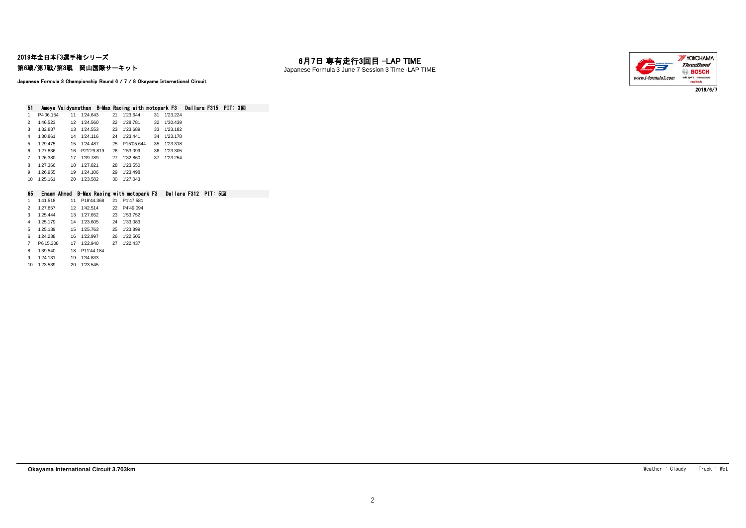2019年全日本F3選手権シリーズ
第6戦/第7戦/第8戦　岡山国際サーキット

Japanese Formula 3 Championship Round 6 / 7 / 8 Okayama International Circuit

# 6月7日 専有走行3回目 -LAP TIME

Japanese Formula 3 June 7 Session 3 Time -LAP TIME

2019/6/7

## 51　Ameya Vaidyanathan　B-Max Racing with motopark F3　Dallara F315　PIT: 3回

| | | | | | | | |
|---|---|---|---|---|---|---|---|
| 1 | P4'06.154 | 11 | 1'24.643 | 21 | 1'23.644 | 31 | 1'23.224 |
| 2 | 1'46.523 | 12 | 1'24.560 | 22 | 1'28.781 | 32 | 1'30.439 |
| 3 | 1'32.837 | 13 | 1'24.553 | 23 | 1'23.689 | 33 | 1'23.182 |
| 4 | 1'30.861 | 14 | 1'24.116 | 24 | 1'23.441 | 34 | 1'23.178 |
| 5 | 1'29.475 | 15 | 1'24.487 | 25 | P15'05.644 | 35 | 1'23.318 |
| 6 | 1'27.836 | 16 | P21'29.819 | 26 | 1'53.099 | 36 | 1'23.305 |
| 7 | 1'26.380 | 17 | 1'39.789 | 27 | 1'32.860 | 37 | 1'23.254 |
| 8 | 1'27.366 | 18 | 1'27.821 | 28 | 1'23.550 | | |
| 9 | 1'26.955 | 19 | 1'24.106 | 29 | 1'23.498 | | |
| 10 | 1'25.161 | 20 | 1'23.582 | 30 | 1'27.043 | | |

## 65　Enaam Ahmed　B-Max Racing with motopark F3　Dallara F312　PIT: 5回

| | | | | | |
|---|---|---|---|---|---|
| 1 | 1'41.518 | 11 | P18'44.368 | 21 | P1'47.581 |
| 2 | 1'27.857 | 12 | 1'42.514 | 22 | P4'49.094 |
| 3 | 1'25.444 | 13 | 1'27.652 | 23 | 1'53.752 |
| 4 | 1'25.179 | 14 | 1'23.605 | 24 | 1'33.083 |
| 5 | 1'25.139 | 15 | 1'25.763 | 25 | 1'23.899 |
| 6 | 1'24.238 | 16 | 1'22.997 | 26 | 1'22.505 |
| 7 | P6'15.308 | 17 | 1'22.940 | 27 | 1'22.437 |
| 8 | 1'39.540 | 18 | P11'44.184 | | |
| 9 | 1'24.131 | 19 | 1'34.833 | | |
| 10 | 1'23.539 | 20 | 1'23.545 | | |

**Okayama International Circuit 3.703km**

Weather : Cloudy　Track : Wet